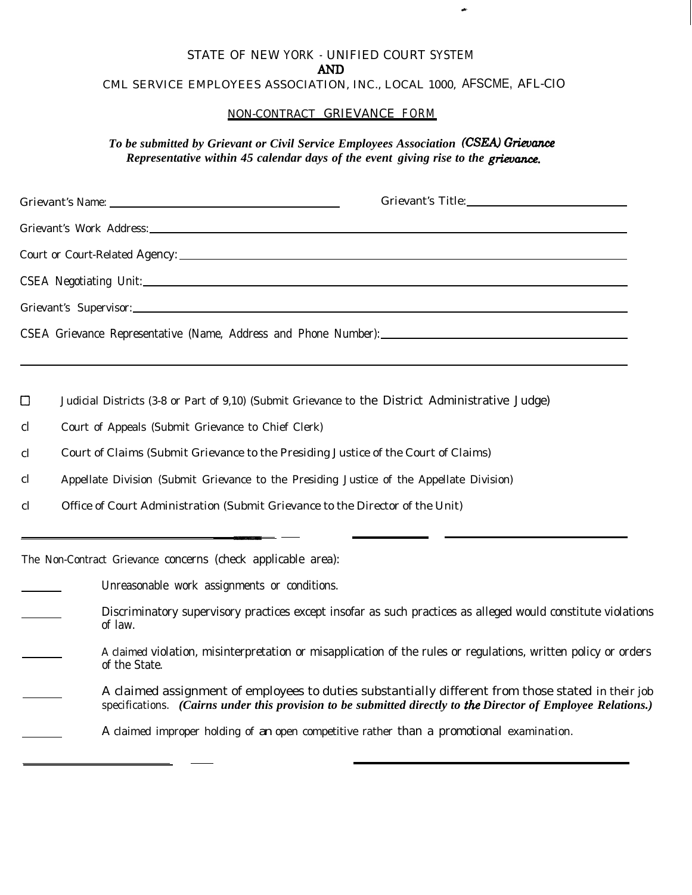STATE OF NEW YORK - UNIFIED COURT SYSTEM

**AND**

CML SERVICE EMPLOYEES ASSOCIATION, INC., LOCAL 1000, AFSCME, AFL-CIO

## NON-CONTRACT GRIEVANCE FORM

***To be submitted by Grievant or Civil Service Employees Association (CSEA) Grievance Representative within 45 calendar days of the event giving rise to the grievance.***

Grievant's Name: ______________________________ Grievant's Title: ______________________

Grievant's Work Address: ______________________________________________________________

Court or Court-Related Agency: _________________________________________________________

CSEA Negotiating Unit: _______________________________________________________________

Grievant's Supervisor: ________________________________________________________________

CSEA Grievance Representative (Name, Address and Phone Number): _____________________________

______________________________________________________________________________

☐ Judicial Districts (3-8 or Part of 9,10) (Submit Grievance to the District Administrative Judge)

cl Court of Appeals (Submit Grievance to Chief Clerk)

cl Court of Claims (Submit Grievance to the Presiding Justice of the Court of Claims)

cl Appellate Division (Submit Grievance to the Presiding Justice of the Appellate Division)

cl Office of Court Administration (Submit Grievance to the Director of the Unit)

______________________________________________________________________________

The Non-Contract Grievance concerns (check applicable area):

_______ Unreasonable work assignments or conditions.

_______ Discriminatory supervisory practices except insofar as such practices as alleged would constitute violations of law.

_______ A claimed violation, misinterpretation or misapplication of the rules or regulations, written policy or orders of the State.

_______ A claimed assignment of employees to duties substantially different from those stated in their job specifications. ***(Cairns under this provision to be submitted directly to the Director of Employee Relations.)***

_______ A claimed improper holding of an open competitive rather than a promotional examination.

______________________________________________________________________________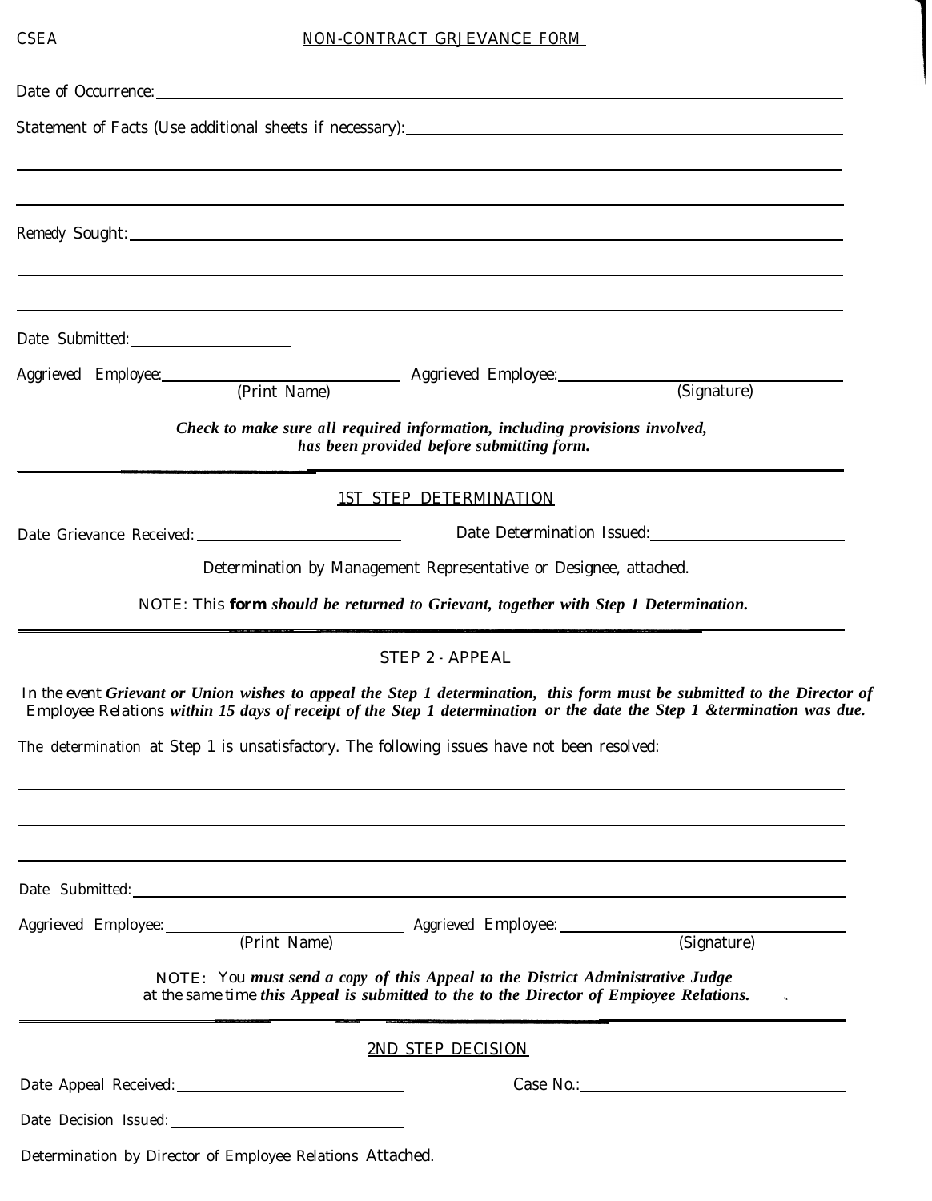CSEA

# NON-CONTRACT GRJEVANCE FORM

Date of Occurrence: ______________________________________________

Statement of Facts (Use additional sheets if necessary): ______________________________________________

______________________________________________

______________________________________________

Remedy Sought: ______________________________________________

______________________________________________

______________________________________________

Date Submitted: ____________________

Aggrieved Employee: ______________________ (Print Name) Aggrieved Employee: ______________________ (Signature)

***Check to make sure all required information, including provisions involved, has been provided before submitting form.***

---

## 1ST STEP DETERMINATION

Date Grievance Received: ______________________ Date Determination Issued: ______________________

Determination by Management Representative or Designee, attached.

NOTE: This **form** ***should be returned to Grievant, together with Step 1 Determination.***

---

## STEP 2 - APPEAL

In the event ***Grievant or Union wishes to appeal the Step 1 determination, this form must be submitted to the Director of*** Employee Relations ***within 15 days of receipt of the Step 1 determination*** ***or the date the Step 1 &termination was due.***

The determination at Step 1 is unsatisfactory. The following issues have not been resolved:

______________________________________________

______________________________________________

______________________________________________

Date Submitted: ______________________________________________

Aggrieved Employee: ______________________ (Print Name) Aggrieved Employee: ______________________ (Signature)

NOTE: You ***must send a copy of this Appeal to the District Administrative Judge*** at the same time ***this Appeal is submitted to the to the Director of Empioyee Relations.***

---

## 2ND STEP DECISION

Date Appeal Received: ______________________ Case No.: ______________________

Date Decision Issued: ______________________

Determination by Director of Employee Relations Attached.